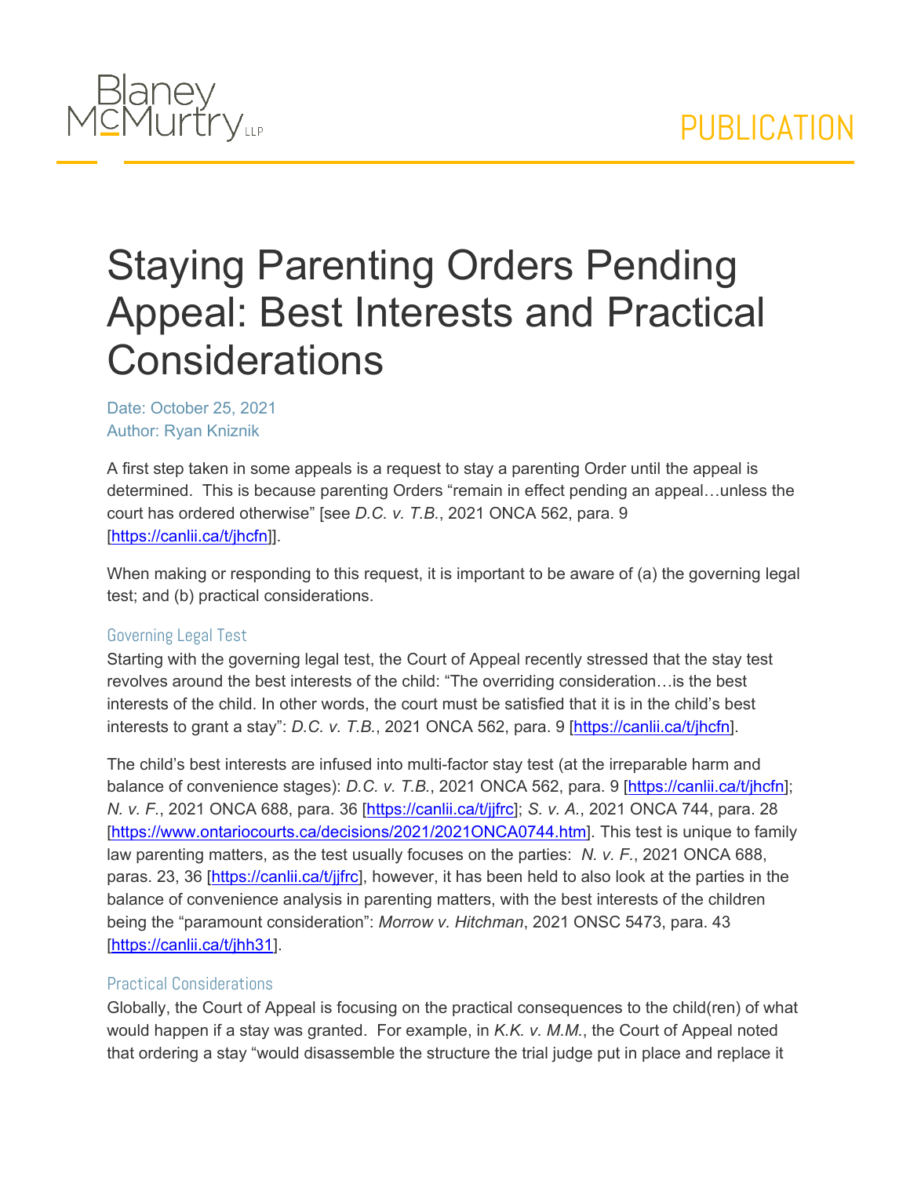# Staying Parenting Orders Pending Appeal: Best Interests and Practical Considerations

Date: October 25, 2021
Author: Ryan Kniznik

A first step taken in some appeals is a request to stay a parenting Order until the appeal is determined. This is because parenting Orders "remain in effect pending an appeal…unless the court has ordered otherwise" [see *D.C. v. T.B.*, 2021 ONCA 562, para. 9 [https://canlii.ca/t/jhcfn]].

When making or responding to this request, it is important to be aware of (a) the governing legal test; and (b) practical considerations.

## Governing Legal Test

Starting with the governing legal test, the Court of Appeal recently stressed that the stay test revolves around the best interests of the child: "The overriding consideration…is the best interests of the child. In other words, the court must be satisfied that it is in the child's best interests to grant a stay": *D.C. v. T.B.*, 2021 ONCA 562, para. 9 [https://canlii.ca/t/jhcfn].

The child's best interests are infused into multi-factor stay test (at the irreparable harm and balance of convenience stages): *D.C. v. T.B.*, 2021 ONCA 562, para. 9 [https://canlii.ca/t/jhcfn]; *N. v. F.*, 2021 ONCA 688, para. 36 [https://canlii.ca/t/jjfrc]; *S. v. A.*, 2021 ONCA 744, para. 28 [https://www.ontariocourts.ca/decisions/2021/2021ONCA0744.htm]. This test is unique to family law parenting matters, as the test usually focuses on the parties: *N. v. F.*, 2021 ONCA 688, paras. 23, 36 [https://canlii.ca/t/jjfrc], however, it has been held to also look at the parties in the balance of convenience analysis in parenting matters, with the best interests of the children being the "paramount consideration": *Morrow v. Hitchman*, 2021 ONSC 5473, para. 43 [https://canlii.ca/t/jhh31].

## Practical Considerations

Globally, the Court of Appeal is focusing on the practical consequences to the child(ren) of what would happen if a stay was granted. For example, in *K.K. v. M.M.*, the Court of Appeal noted that ordering a stay "would disassemble the structure the trial judge put in place and replace it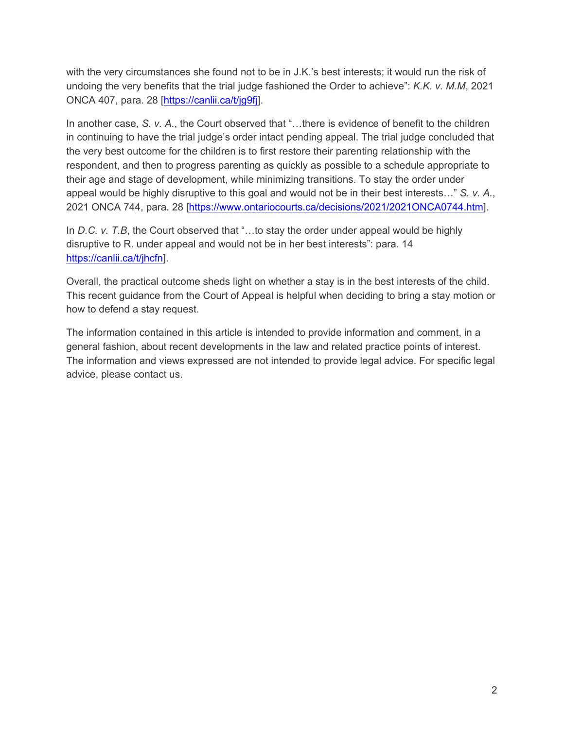with the very circumstances she found not to be in J.K.'s best interests; it would run the risk of undoing the very benefits that the trial judge fashioned the Order to achieve": *K.K. v. M.M*, 2021 ONCA 407, para. 28 [https://canlii.ca/t/jg9fj].

In another case, *S. v. A.*, the Court observed that "…there is evidence of benefit to the children in continuing to have the trial judge's order intact pending appeal. The trial judge concluded that the very best outcome for the children is to first restore their parenting relationship with the respondent, and then to progress parenting as quickly as possible to a schedule appropriate to their age and stage of development, while minimizing transitions. To stay the order under appeal would be highly disruptive to this goal and would not be in their best interests…" *S. v. A.*, 2021 ONCA 744, para. 28 [https://www.ontariocourts.ca/decisions/2021/2021ONCA0744.htm].

In *D.C. v. T.B*, the Court observed that "…to stay the order under appeal would be highly disruptive to R. under appeal and would not be in her best interests": para. 14 https://canlii.ca/t/jhcfn].

Overall, the practical outcome sheds light on whether a stay is in the best interests of the child. This recent guidance from the Court of Appeal is helpful when deciding to bring a stay motion or how to defend a stay request.

The information contained in this article is intended to provide information and comment, in a general fashion, about recent developments in the law and related practice points of interest. The information and views expressed are not intended to provide legal advice. For specific legal advice, please contact us.